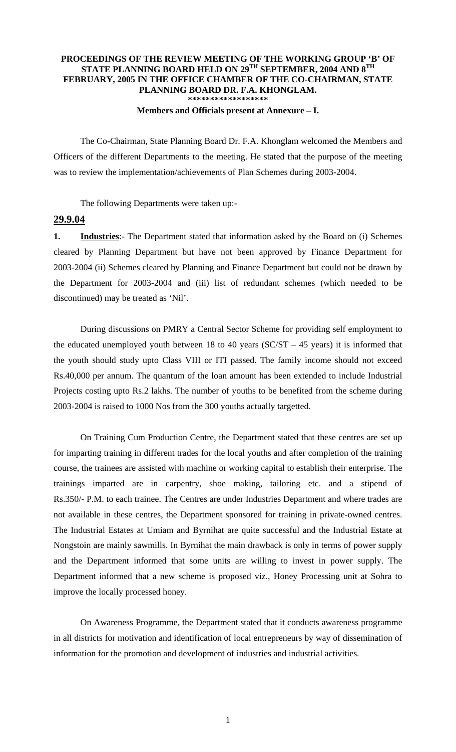# PROCEEDINGS OF THE REVIEW MEETING OF THE WORKING GROUP 'B' OF STATE PLANNING BOARD HELD ON 29TH SEPTEMBER, 2004 AND 8TH FEBRUARY, 2005 IN THE OFFICE CHAMBER OF THE CO-CHAIRMAN, STATE PLANNING BOARD DR. F.A. KHONGLAM.

\*\*\*\*\*\*\*\*\*\*\*\*\*\*\*\*\*\*\*

**Members and Officials present at Annexure – I.**

The Co-Chairman, State Planning Board Dr. F.A. Khonglam welcomed the Members and Officers of the different Departments to the meeting. He stated that the purpose of the meeting was to review the implementation/achievements of Plan Schemes during 2003-2004.

The following Departments were taken up:-

## 29.9.04

**1. Industries**:- The Department stated that information asked by the Board on (i) Schemes cleared by Planning Department but have not been approved by Finance Department for 2003-2004 (ii) Schemes cleared by Planning and Finance Department but could not be drawn by the Department for 2003-2004 and (iii) list of redundant schemes (which needed to be discontinued) may be treated as 'Nil'.

During discussions on PMRY a Central Sector Scheme for providing self employment to the educated unemployed youth between 18 to 40 years (SC/ST – 45 years) it is informed that the youth should study upto Class VIII or ITI passed. The family income should not exceed Rs.40,000 per annum. The quantum of the loan amount has been extended to include Industrial Projects costing upto Rs.2 lakhs. The number of youths to be benefited from the scheme during 2003-2004 is raised to 1000 Nos from the 300 youths actually targetted.

On Training Cum Production Centre, the Department stated that these centres are set up for imparting training in different trades for the local youths and after completion of the training course, the trainees are assisted with machine or working capital to establish their enterprise. The trainings imparted are in carpentry, shoe making, tailoring etc. and a stipend of Rs.350/- P.M. to each trainee. The Centres are under Industries Department and where trades are not available in these centres, the Department sponsored for training in private-owned centres. The Industrial Estates at Umiam and Byrnihat are quite successful and the Industrial Estate at Nongstoin are mainly sawmills. In Byrnihat the main drawback is only in terms of power supply and the Department informed that some units are willing to invest in power supply. The Department informed that a new scheme is proposed viz., Honey Processing unit at Sohra to improve the locally processed honey.

On Awareness Programme, the Department stated that it conducts awareness programme in all districts for motivation and identification of local entrepreneurs by way of dissemination of information for the promotion and development of industries and industrial activities.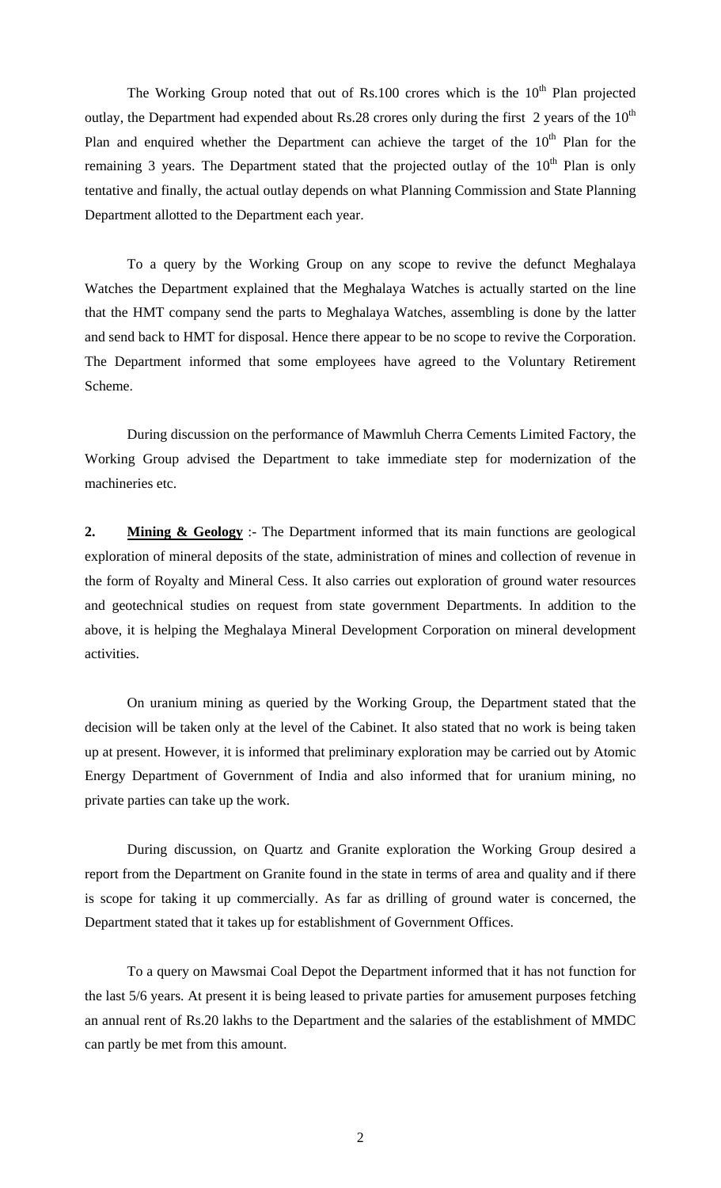The Working Group noted that out of Rs.100 crores which is the 10$^{th}$ Plan projected outlay, the Department had expended about Rs.28 crores only during the first 2 years of the 10$^{th}$ Plan and enquired whether the Department can achieve the target of the 10$^{th}$ Plan for the remaining 3 years. The Department stated that the projected outlay of the 10$^{th}$ Plan is only tentative and finally, the actual outlay depends on what Planning Commission and State Planning Department allotted to the Department each year.

To a query by the Working Group on any scope to revive the defunct Meghalaya Watches the Department explained that the Meghalaya Watches is actually started on the line that the HMT company send the parts to Meghalaya Watches, assembling is done by the latter and send back to HMT for disposal. Hence there appear to be no scope to revive the Corporation. The Department informed that some employees have agreed to the Voluntary Retirement Scheme.

During discussion on the performance of Mawmluh Cherra Cements Limited Factory, the Working Group advised the Department to take immediate step for modernization of the machineries etc.

**2.** **<u>Mining & Geology</u>** :- The Department informed that its main functions are geological exploration of mineral deposits of the state, administration of mines and collection of revenue in the form of Royalty and Mineral Cess. It also carries out exploration of ground water resources and geotechnical studies on request from state government Departments. In addition to the above, it is helping the Meghalaya Mineral Development Corporation on mineral development activities.

On uranium mining as queried by the Working Group, the Department stated that the decision will be taken only at the level of the Cabinet. It also stated that no work is being taken up at present. However, it is informed that preliminary exploration may be carried out by Atomic Energy Department of Government of India and also informed that for uranium mining, no private parties can take up the work.

During discussion, on Quartz and Granite exploration the Working Group desired a report from the Department on Granite found in the state in terms of area and quality and if there is scope for taking it up commercially. As far as drilling of ground water is concerned, the Department stated that it takes up for establishment of Government Offices.

To a query on Mawsmai Coal Depot the Department informed that it has not function for the last 5/6 years. At present it is being leased to private parties for amusement purposes fetching an annual rent of Rs.20 lakhs to the Department and the salaries of the establishment of MMDC can partly be met from this amount.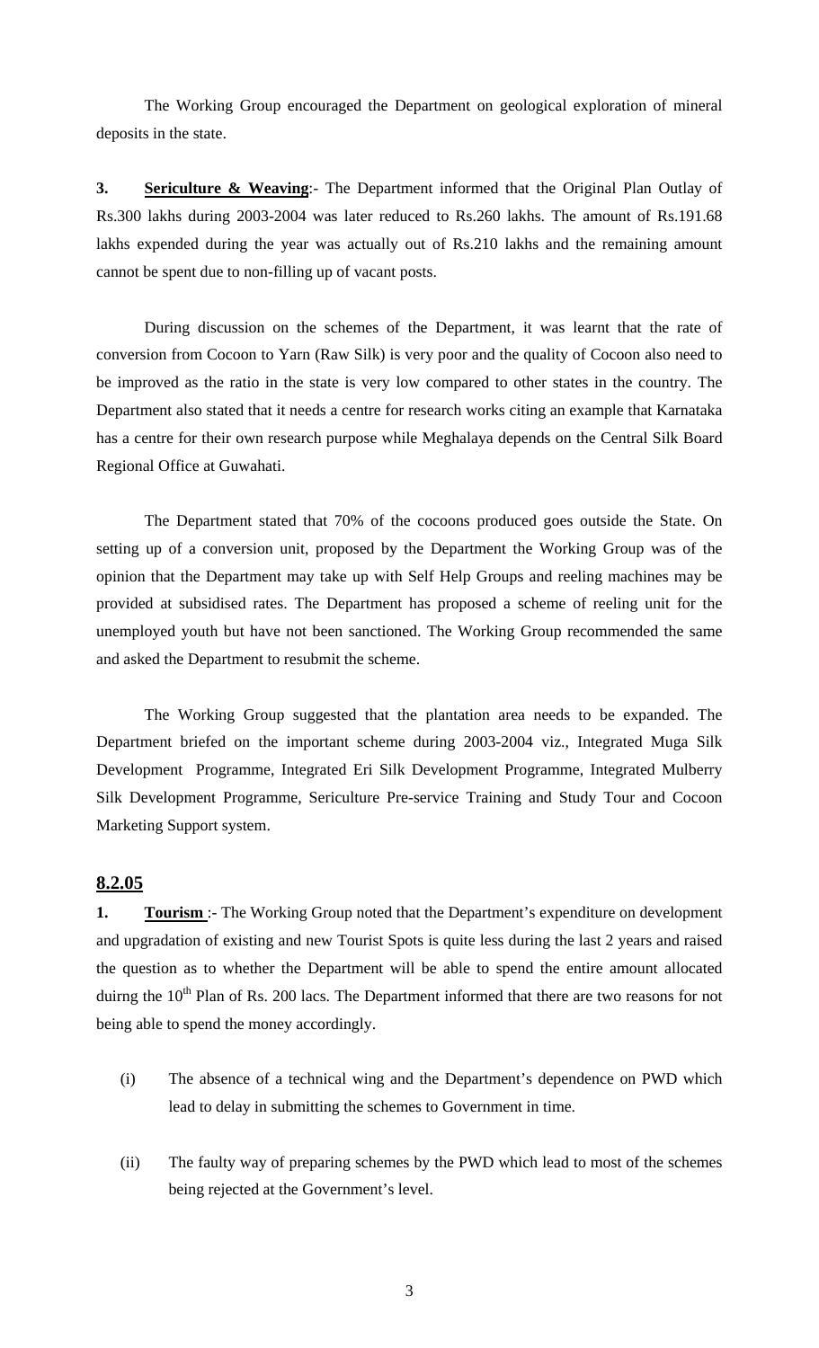The Working Group encouraged the Department on geological exploration of mineral deposits in the state.

**3. <u>Sericulture & Weaving</u>**:- The Department informed that the Original Plan Outlay of Rs.300 lakhs during 2003-2004 was later reduced to Rs.260 lakhs. The amount of Rs.191.68 lakhs expended during the year was actually out of Rs.210 lakhs and the remaining amount cannot be spent due to non-filling up of vacant posts.

During discussion on the schemes of the Department, it was learnt that the rate of conversion from Cocoon to Yarn (Raw Silk) is very poor and the quality of Cocoon also need to be improved as the ratio in the state is very low compared to other states in the country. The Department also stated that it needs a centre for research works citing an example that Karnataka has a centre for their own research purpose while Meghalaya depends on the Central Silk Board Regional Office at Guwahati.

The Department stated that 70% of the cocoons produced goes outside the State. On setting up of a conversion unit, proposed by the Department the Working Group was of the opinion that the Department may take up with Self Help Groups and reeling machines may be provided at subsidised rates. The Department has proposed a scheme of reeling unit for the unemployed youth but have not been sanctioned. The Working Group recommended the same and asked the Department to resubmit the scheme.

The Working Group suggested that the plantation area needs to be expanded. The Department briefed on the important scheme during 2003-2004 viz., Integrated Muga Silk Development Programme, Integrated Eri Silk Development Programme, Integrated Mulberry Silk Development Programme, Sericulture Pre-service Training and Study Tour and Cocoon Marketing Support system.

## <u>8.2.05</u>

**1. <u>Tourism</u>** :- The Working Group noted that the Department's expenditure on development and upgradation of existing and new Tourist Spots is quite less during the last 2 years and raised the question as to whether the Department will be able to spend the entire amount allocated duirng the 10th Plan of Rs. 200 lacs. The Department informed that there are two reasons for not being able to spend the money accordingly.

(i) The absence of a technical wing and the Department's dependence on PWD which lead to delay in submitting the schemes to Government in time.

(ii) The faulty way of preparing schemes by the PWD which lead to most of the schemes being rejected at the Government's level.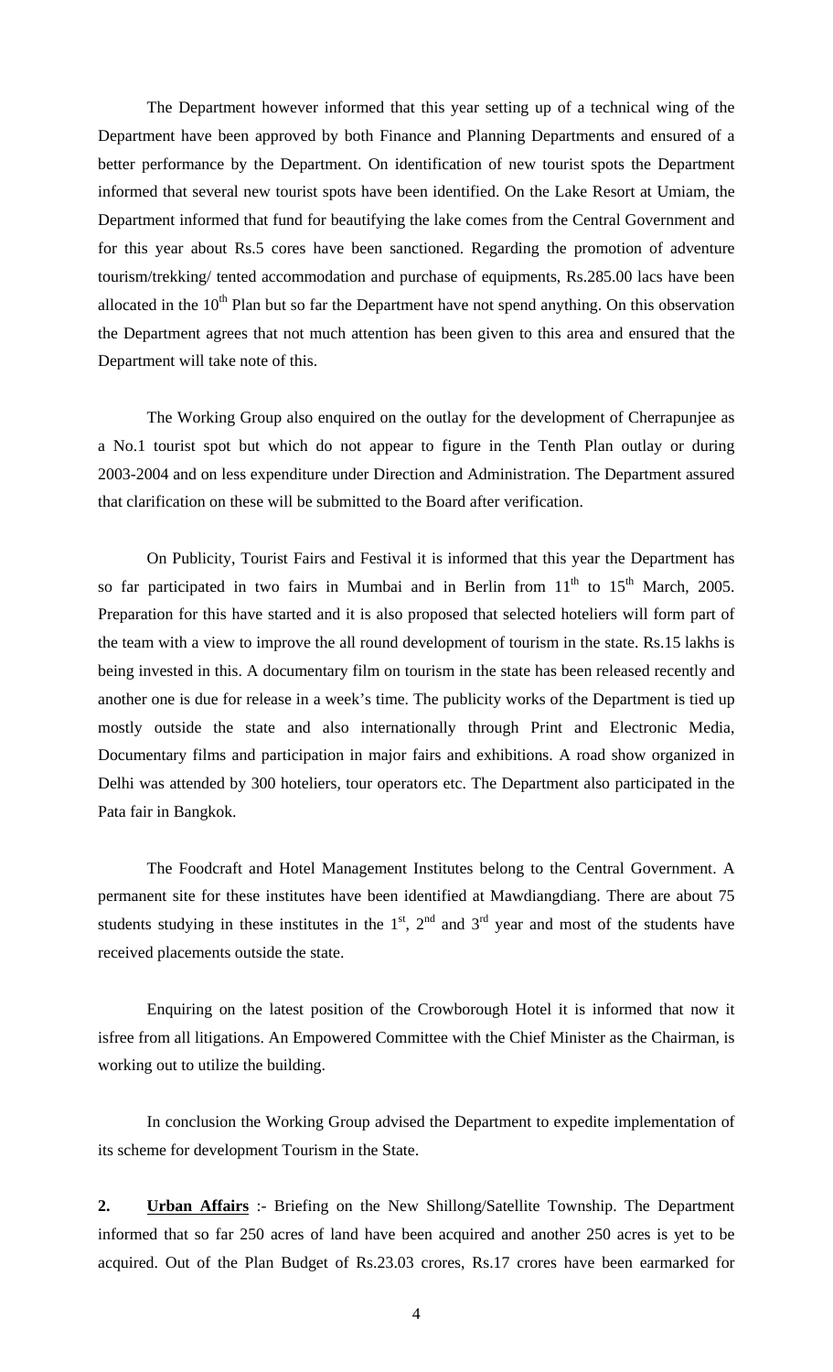The Department however informed that this year setting up of a technical wing of the Department have been approved by both Finance and Planning Departments and ensured of a better performance by the Department. On identification of new tourist spots the Department informed that several new tourist spots have been identified. On the Lake Resort at Umiam, the Department informed that fund for beautifying the lake comes from the Central Government and for this year about Rs.5 cores have been sanctioned. Regarding the promotion of adventure tourism/trekking/ tented accommodation and purchase of equipments, Rs.285.00 lacs have been allocated in the 10th Plan but so far the Department have not spend anything. On this observation the Department agrees that not much attention has been given to this area and ensured that the Department will take note of this.

The Working Group also enquired on the outlay for the development of Cherrapunjee as a No.1 tourist spot but which do not appear to figure in the Tenth Plan outlay or during 2003-2004 and on less expenditure under Direction and Administration. The Department assured that clarification on these will be submitted to the Board after verification.

On Publicity, Tourist Fairs and Festival it is informed that this year the Department has so far participated in two fairs in Mumbai and in Berlin from 11th to 15th March, 2005. Preparation for this have started and it is also proposed that selected hoteliers will form part of the team with a view to improve the all round development of tourism in the state. Rs.15 lakhs is being invested in this. A documentary film on tourism in the state has been released recently and another one is due for release in a week's time. The publicity works of the Department is tied up mostly outside the state and also internationally through Print and Electronic Media, Documentary films and participation in major fairs and exhibitions. A road show organized in Delhi was attended by 300 hoteliers, tour operators etc. The Department also participated in the Pata fair in Bangkok.

The Foodcraft and Hotel Management Institutes belong to the Central Government. A permanent site for these institutes have been identified at Mawdiangdiang. There are about 75 students studying in these institutes in the 1st, 2nd and 3rd year and most of the students have received placements outside the state.

Enquiring on the latest position of the Crowborough Hotel it is informed that now it isfree from all litigations. An Empowered Committee with the Chief Minister as the Chairman, is working out to utilize the building.

In conclusion the Working Group advised the Department to expedite implementation of its scheme for development Tourism in the State.

**2. <u>Urban Affairs</u>** :- Briefing on the New Shillong/Satellite Township. The Department informed that so far 250 acres of land have been acquired and another 250 acres is yet to be acquired. Out of the Plan Budget of Rs.23.03 crores, Rs.17 crores have been earmarked for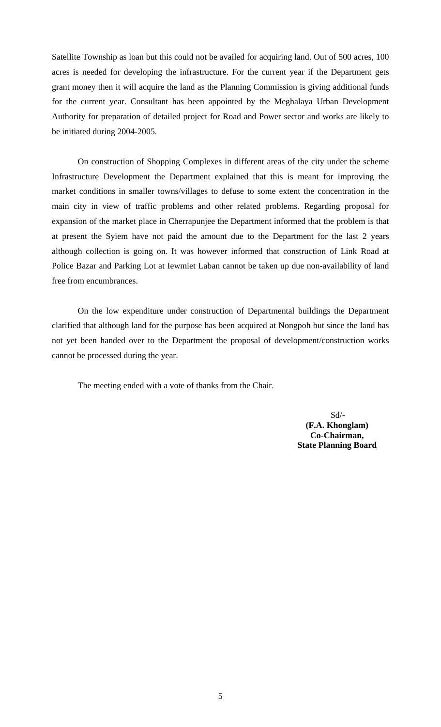Satellite Township as loan but this could not be availed for acquiring land. Out of 500 acres, 100 acres is needed for developing the infrastructure. For the current year if the Department gets grant money then it will acquire the land as the Planning Commission is giving additional funds for the current year. Consultant has been appointed by the Meghalaya Urban Development Authority for preparation of detailed project for Road and Power sector and works are likely to be initiated during 2004-2005.

On construction of Shopping Complexes in different areas of the city under the scheme Infrastructure Development the Department explained that this is meant for improving the market conditions in smaller towns/villages to defuse to some extent the concentration in the main city in view of traffic problems and other related problems. Regarding proposal for expansion of the market place in Cherrapunjee the Department informed that the problem is that at present the Syiem have not paid the amount due to the Department for the last 2 years although collection is going on. It was however informed that construction of Link Road at Police Bazar and Parking Lot at Iewmiet Laban cannot be taken up due non-availability of land free from encumbrances.

On the low expenditure under construction of Departmental buildings the Department clarified that although land for the purpose has been acquired at Nongpoh but since the land has not yet been handed over to the Department the proposal of development/construction works cannot be processed during the year.

The meeting ended with a vote of thanks from the Chair.

Sd/-
**(F.A. Khonglam)**
**Co-Chairman,**
**State Planning Board**